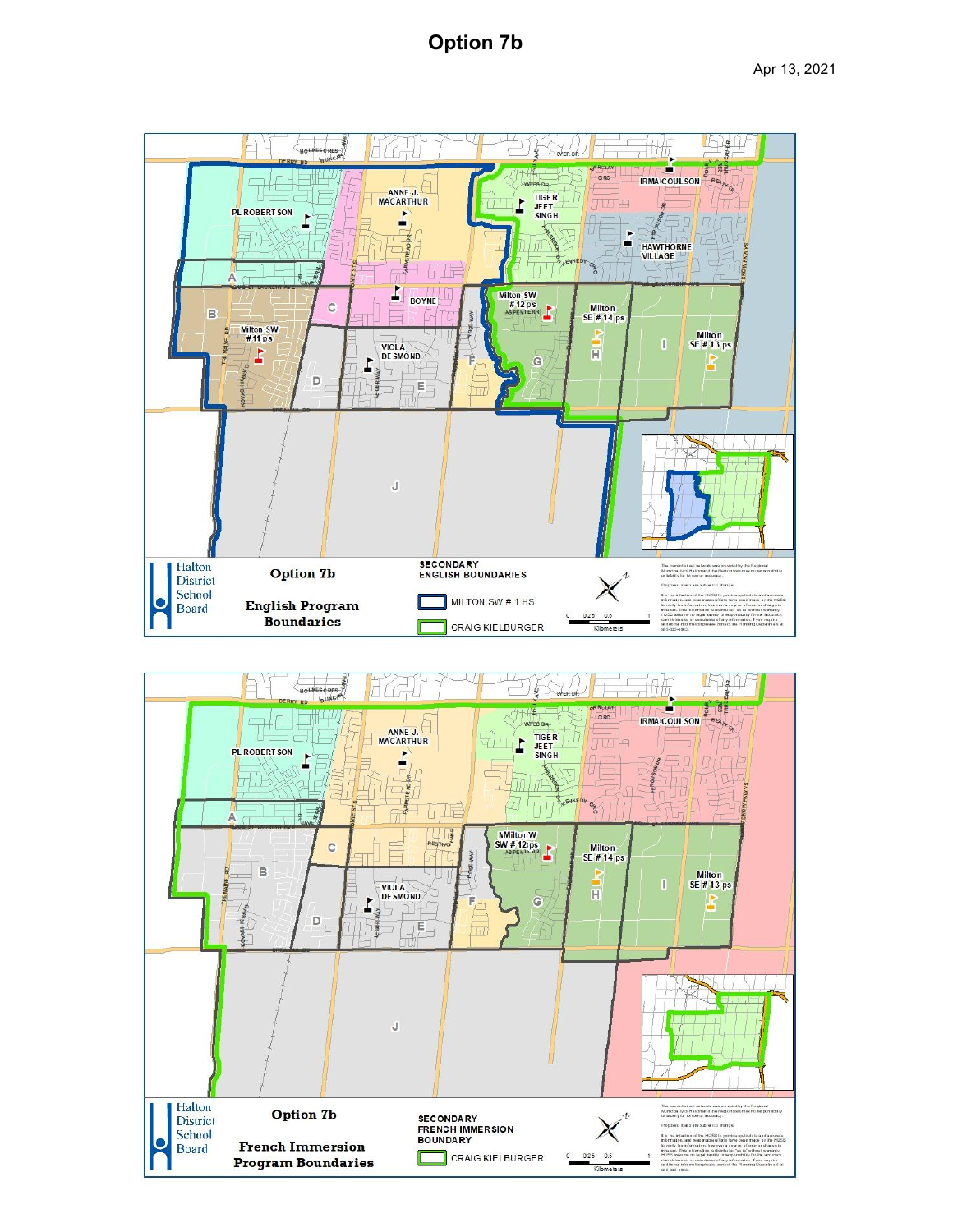# Option 7b

Apr 13, 2021

Halton District School Board

**Option 7b**

**English Program Boundaries**

SECONDARY ENGLISH BOUNDARIES

- MILTON SW # 1 HS
- CRAIG KIELBURGER

Halton District School Board

**Option 7b**

**French Immersion Program Boundaries**

SECONDARY FRENCH IMMERSION BOUNDARY

- CRAIG KIELBURGER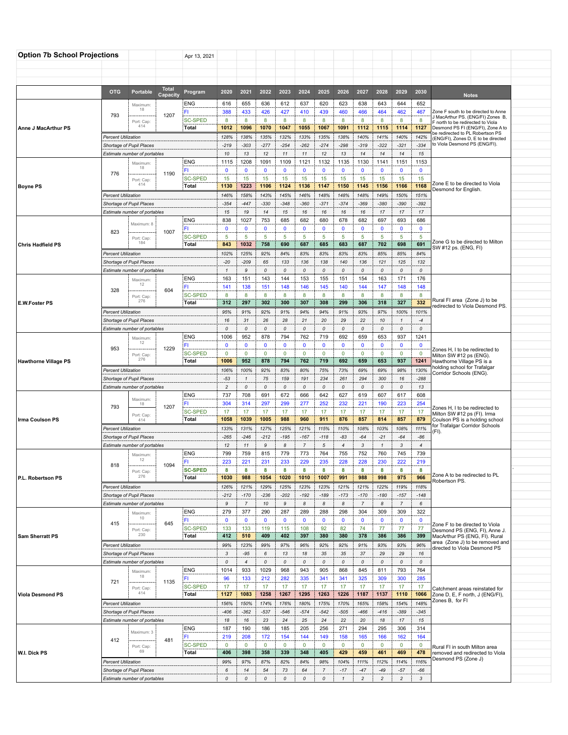## Option 7b School Projections

Apr 13, 2021

| School | OTG | Portable | Total Capacity | Program | 2020 | 2021 | 2022 | 2023 | 2024 | 2025 | 2026 | 2027 | 2028 | 2029 | 2030 | Notes |
|---|---|---|---|---|---|---|---|---|---|---|---|---|---|---|---|---|
| Anne J MacArthur PS | 793 | Maximum: 18 | 1207 | ENG | 616 | 655 | 636 | 612 | 637 | 620 | 623 | 638 | 643 | 644 | 652 | Zone F south to be directed to Anne J MacArthur PS. (ENG/FI) Zones B, F north to be redirected to Viola Desmond PS FI (ENG/FI), Zone A to be redirected to PL Robertson PS (ENG/FI), Zones D, E to be directed to Viola Desmond PS (ENG/FI). |
| | | | | FI | 388 | 433 | 426 | 427 | 410 | 439 | 460 | 466 | 464 | 462 | 467 | |
| | | Port. Cap: 414 | | SC-SPED | 8 | 8 | 8 | 8 | 8 | 8 | 8 | 8 | 8 | 8 | 8 | |
| | | | | Total | 1012 | 1096 | 1070 | 1047 | 1055 | 1067 | 1091 | 1112 | 1115 | 1114 | 1127 | |
| | Percent Utilization | | | | 128% | 138% | 135% | 132% | 133% | 135% | 138% | 140% | 141% | 140% | 142% | |
| | Shortage of Pupil Places | | | | -219 | -303 | -277 | -254 | -262 | -274 | -298 | -319 | -322 | -321 | -334 | |
| | Estimate number of portables | | | | 10 | 13 | 12 | 11 | 11 | 12 | 13 | 14 | 14 | 14 | 15 | |
| Boyne PS | 776 | Maximum: 18 | 1190 | ENG | 1115 | 1208 | 1091 | 1109 | 1121 | 1132 | 1135 | 1130 | 1141 | 1151 | 1153 | Zone E to be directed to Viola Desmond for English. |
| | | | | FI | 0 | 0 | 0 | 0 | 0 | 0 | 0 | 0 | 0 | 0 | 0 | |
| | | Port. Cap: 414 | | SC-SPED | 15 | 15 | 15 | 15 | 15 | 15 | 15 | 15 | 15 | 15 | 15 | |
| | | | | Total | 1130 | 1223 | 1106 | 1124 | 1136 | 1147 | 1150 | 1145 | 1156 | 1166 | 1168 | |
| | Percent Utilization | | | | 146% | 158% | 143% | 145% | 146% | 148% | 148% | 148% | 149% | 150% | 151% | |
| | Shortage of Pupil Places | | | | -354 | -447 | -330 | -348 | -360 | -371 | -374 | -369 | -380 | -390 | -392 | |
| | Estimate number of portables | | | | 15 | 19 | 14 | 15 | 16 | 16 | 16 | 16 | 17 | 17 | 17 | |
| Chris Hadfield PS | 823 | Maximum: 8 | 1007 | ENG | 838 | 1027 | 753 | 685 | 682 | 680 | 678 | 682 | 697 | 693 | 686 | Zone G to be directed to Milton SW #12 ps. (ENG, FI) |
| | | | | FI | 0 | 0 | 0 | 0 | 0 | 0 | 0 | 0 | 0 | 0 | 0 | |
| | | Port. Cap: 184 | | SC-SPED | 5 | 5 | 5 | 5 | 5 | 5 | 5 | 5 | 5 | 5 | 5 | |
| | | | | Total | 843 | 1032 | 758 | 690 | 687 | 685 | 683 | 687 | 702 | 698 | 691 | |
| | Percent Utilization | | | | 102% | 125% | 92% | 84% | 83% | 83% | 83% | 83% | 85% | 85% | 84% | |
| | Shortage of Pupil Places | | | | -20 | -209 | 65 | 133 | 136 | 138 | 140 | 136 | 121 | 125 | 132 | |
| | Estimate number of portables | | | | 1 | 9 | 0 | 0 | 0 | 0 | 0 | 0 | 0 | 0 | 0 | |
| E.W.Foster PS | 328 | Maximum: 12 | 604 | ENG | 163 | 151 | 143 | 144 | 153 | 155 | 151 | 154 | 163 | 171 | 176 | Rural FI area (Zone J) to be redirected to Viola Desmond PS. |
| | | | | FI | 141 | 138 | 151 | 148 | 146 | 145 | 140 | 144 | 147 | 148 | 148 | |
| | | Port. Cap: 276 | | SC-SPED | 8 | 8 | 8 | 8 | 8 | 8 | 8 | 8 | 8 | 8 | 8 | |
| | | | | Total | 312 | 297 | 302 | 300 | 307 | 308 | 299 | 306 | 318 | 327 | 332 | |
| | Percent Utilization | | | | 95% | 91% | 92% | 91% | 94% | 94% | 91% | 93% | 97% | 100% | 101% | |
| | Shortage of Pupil Places | | | | 16 | 31 | 26 | 28 | 21 | 20 | 29 | 22 | 10 | 1 | -4 | |
| | Estimate number of portables | | | | 0 | 0 | 0 | 0 | 0 | 0 | 0 | 0 | 0 | 0 | 0 | |
| Hawthorne Village PS | 953 | Maximum: 12 | 1229 | ENG | 1006 | 952 | 878 | 794 | 762 | 719 | 692 | 659 | 653 | 937 | 1241 | Zones H, I to be redirected to Milton SW #12 ps (ENG). Hawthorne Village PS is a holding school for Trafalgar Corridor Schools (ENG). |
| | | | | FI | 0 | 0 | 0 | 0 | 0 | 0 | 0 | 0 | 0 | 0 | 0 | |
| | | Port. Cap: 276 | | SC-SPED | 0 | 0 | 0 | 0 | 0 | 0 | 0 | 0 | 0 | 0 | 0 | |
| | | | | Total | 1006 | 952 | 878 | 794 | 762 | 719 | 692 | 659 | 653 | 937 | 1241 | |
| | Percent Utilization | | | | 106% | 100% | 92% | 83% | 80% | 75% | 73% | 69% | 69% | 98% | 130% | |
| | Shortage of Pupil Places | | | | -53 | 1 | 75 | 159 | 191 | 234 | 261 | 294 | 300 | 16 | -288 | |
| | Estimate number of portables | | | | 2 | 0 | 0 | 0 | 0 | 0 | 0 | 0 | 0 | 0 | 13 | |
| Irma Coulson PS | 793 | Maximum: 18 | 1207 | ENG | 737 | 708 | 691 | 672 | 666 | 642 | 627 | 619 | 607 | 617 | 608 | Zones H, I to be redirected to Milton SW #12 ps (FI). Irma Coulson PS is a holding school for Trafalgar Corridor Schools (FI). |
| | | | | FI | 304 | 314 | 297 | 299 | 277 | 252 | 232 | 221 | 190 | 223 | 254 | |
| | | Port. Cap: 414 | | SC-SPED | 17 | 17 | 17 | 17 | 17 | 17 | 17 | 17 | 17 | 17 | 17 | |
| | | | | Total | 1058 | 1039 | 1005 | 988 | 960 | 911 | 876 | 857 | 814 | 857 | 879 | |
| | Percent Utilization | | | | 133% | 131% | 127% | 125% | 121% | 115% | 110% | 108% | 103% | 108% | 111% | |
| | Shortage of Pupil Places | | | | -265 | -246 | -212 | -195 | -167 | -118 | -83 | -64 | -21 | -64 | -86 | |
| | Estimate number of portables | | | | 12 | 11 | 9 | 8 | 7 | 5 | 4 | 3 | 1 | 3 | 4 | |
| P.L. Robertson PS | 818 | Maximum: 12 | 1094 | ENG | 799 | 759 | 815 | 779 | 773 | 764 | 755 | 752 | 760 | 745 | 739 | Zone A to be redirected to PL Robertson PS. |
| | | | | FI | 223 | 221 | 231 | 233 | 229 | 235 | 228 | 228 | 230 | 222 | 219 | |
| | | Port. Cap: 276 | | SC-SPED | 8 | 8 | 8 | 8 | 8 | 8 | 8 | 8 | 8 | 8 | 8 | |
| | | | | Total | 1030 | 988 | 1054 | 1020 | 1010 | 1007 | 991 | 988 | 998 | 975 | 966 | |
| | Percent Utilization | | | | 126% | 121% | 129% | 125% | 123% | 123% | 121% | 121% | 122% | 119% | 118% | |
| | Shortage of Pupil Places | | | | -212 | -170 | -236 | -202 | -192 | -189 | -173 | -170 | -180 | -157 | -148 | |
| | Estimate number of portables | | | | 9 | 7 | 10 | 9 | 8 | 8 | 8 | 7 | 8 | 7 | 6 | |
| Sam Sherratt PS | 415 | Maximum: 10 | 645 | ENG | 279 | 377 | 290 | 287 | 289 | 288 | 298 | 304 | 309 | 309 | 322 | Zone F to be directed to Viola Desmond PS (ENG, FI), Anne J. MacArthur PS (ENG, FI). Rural area (Zone J) to be removed and directed to Viola Desmond PS |
| | | | | FI | 0 | 0 | 0 | 0 | 0 | 0 | 0 | 0 | 0 | 0 | 0 | |
| | | Port. Cap: 230 | | SC-SPED | 133 | 133 | 119 | 115 | 108 | 92 | 82 | 74 | 77 | 77 | 77 | |
| | | | | Total | 412 | 510 | 409 | 402 | 397 | 380 | 380 | 378 | 386 | 386 | 399 | |
| | Percent Utilization | | | | 99% | 123% | 99% | 97% | 96% | 92% | 92% | 91% | 93% | 93% | 96% | |
| | Shortage of Pupil Places | | | | 3 | -95 | 6 | 13 | 18 | 35 | 35 | 37 | 29 | 29 | 16 | |
| | Estimate number of portables | | | | 0 | 4 | 0 | 0 | 0 | 0 | 0 | 0 | 0 | 0 | 0 | |
| Viola Desmond PS | 721 | Maximum: 18 | 1135 | ENG | 1014 | 933 | 1029 | 968 | 943 | 905 | 868 | 845 | 811 | 793 | 764 | Catchment areas reinstated for Zone D, E, F north, J (ENG/FI), Zones B, for FI |
| | | | | FI | 96 | 133 | 212 | 282 | 335 | 341 | 341 | 325 | 309 | 300 | 285 | |
| | | Port. Cap: 414 | | SC-SPED | 17 | 17 | 17 | 17 | 17 | 17 | 17 | 17 | 17 | 17 | 17 | |
| | | | | Total | 1127 | 1083 | 1258 | 1267 | 1295 | 1263 | 1226 | 1187 | 1137 | 1110 | 1066 | |
| | Percent Utilization | | | | 156% | 150% | 174% | 176% | 180% | 175% | 170% | 165% | 158% | 154% | 148% | |
| | Shortage of Pupil Places | | | | -406 | -362 | -537 | -546 | -574 | -542 | -505 | -466 | -416 | -389 | -345 | |
| | Estimate number of portables | | | | 18 | 16 | 23 | 24 | 25 | 24 | 22 | 20 | 18 | 17 | 15 | |
| W.I. Dick PS | 412 | Maximum: 3 | 481 | ENG | 187 | 190 | 186 | 185 | 205 | 256 | 271 | 294 | 295 | 306 | 314 | Rural FI in south Milton area removed and redirected to Viola Desmond PS (Zone J) |
| | | | | FI | 219 | 208 | 172 | 154 | 144 | 149 | 158 | 165 | 166 | 162 | 164 | |
| | | Port. Cap: 69 | | SC-SPED | 0 | 0 | 0 | 0 | 0 | 0 | 0 | 0 | 0 | 0 | 0 | |
| | | | | Total | 406 | 398 | 358 | 339 | 348 | 405 | 429 | 459 | 461 | 469 | 478 | |
| | Percent Utilization | | | | 99% | 97% | 87% | 82% | 84% | 98% | 104% | 111% | 112% | 114% | 116% | |
| | Shortage of Pupil Places | | | | 6 | 14 | 54 | 73 | 64 | 7 | -17 | -47 | -49 | -57 | -66 | |
| | Estimate number of portables | | | | 0 | 0 | 0 | 0 | 0 | 0 | 1 | 2 | 2 | 2 | 3 | |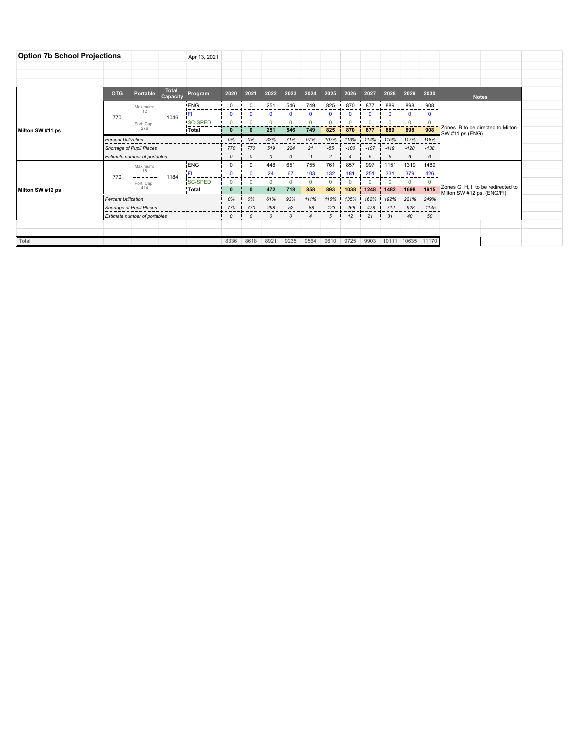# Option 7b School Projections

Apr 13, 2021

| | OTG | Portable | Total Capacity | Program | 2020 | 2021 | 2022 | 2023 | 2024 | 2025 | 2026 | 2027 | 2028 | 2029 | 2030 | Notes |
|---|---|---|---|---|---|---|---|---|---|---|---|---|---|---|---|---|
| Milton SW #11 ps | 770 | Maximum: 12 | 1046 | ENG | 0 | 0 | 251 | 546 | 749 | 825 | 870 | 877 | 889 | 898 | 908 | Zones B to be directed to Milton SW #11 ps (ENG) |
| | | | | FI | 0 | 0 | 0 | 0 | 0 | 0 | 0 | 0 | 0 | 0 | 0 | |
| | | Port. Cap: 276 | | SC-SPED | 0 | 0 | 0 | 0 | 0 | 0 | 0 | 0 | 0 | 0 | 0 | |
| | | | | **Total** | **0** | **0** | **251** | **546** | **749** | **825** | **870** | **877** | **889** | **898** | **908** | |
| | *Percent Utilization* | | | | *0%* | *0%* | *33%* | *71%* | *97%* | *107%* | *113%* | *114%* | *115%* | *117%* | *118%* | |
| | *Shortage of Pupil Places* | | | | *770* | *770* | *519* | *224* | *21* | *-55* | *-100* | *-107* | *-119* | *-128* | *-138* | |
| | *Estimate number of portables* | | | | *0* | *0* | *0* | *0* | *-1* | *2* | *4* | *5* | *5* | *6* | *6* | |
| Milton SW #12 ps | 770 | Maximum: 18 | 1184 | ENG | 0 | 0 | 448 | 651 | 755 | 761 | 857 | 997 | 1151 | 1319 | 1489 | Zones G, H, I to be redirected to Milton SW #12 ps. (ENG/FI) |
| | | | | FI | 0 | 0 | 24 | 67 | 103 | 132 | 181 | 251 | 331 | 379 | 426 | |
| | | Port. Cap: 414 | | SC-SPED | 0 | 0 | 0 | 0 | 0 | 0 | 0 | 0 | 0 | 0 | 0 | |
| | | | | **Total** | **0** | **0** | **472** | **718** | **858** | **893** | **1038** | **1248** | **1482** | **1698** | **1915** | |
| | *Percent Utilization* | | | | *0%* | *0%* | *61%* | *93%* | *111%* | *116%* | *135%* | *162%* | *192%* | *221%* | *249%* | |
| | *Shortage of Pupil Places* | | | | *770* | *770* | *298* | *52* | *-88* | *-123* | *-268* | *-478* | *-712* | *-928* | *-1145* | |
| | *Estimate number of portables* | | | | *0* | *0* | *0* | *0* | *4* | *5* | *12* | *21* | *31* | *40* | *50* | |
| Total | | | | | 8336 | 8618 | 8921 | 9235 | 9564 | 9610 | 9725 | 9903 | 10111 | 10635 | 11170 | |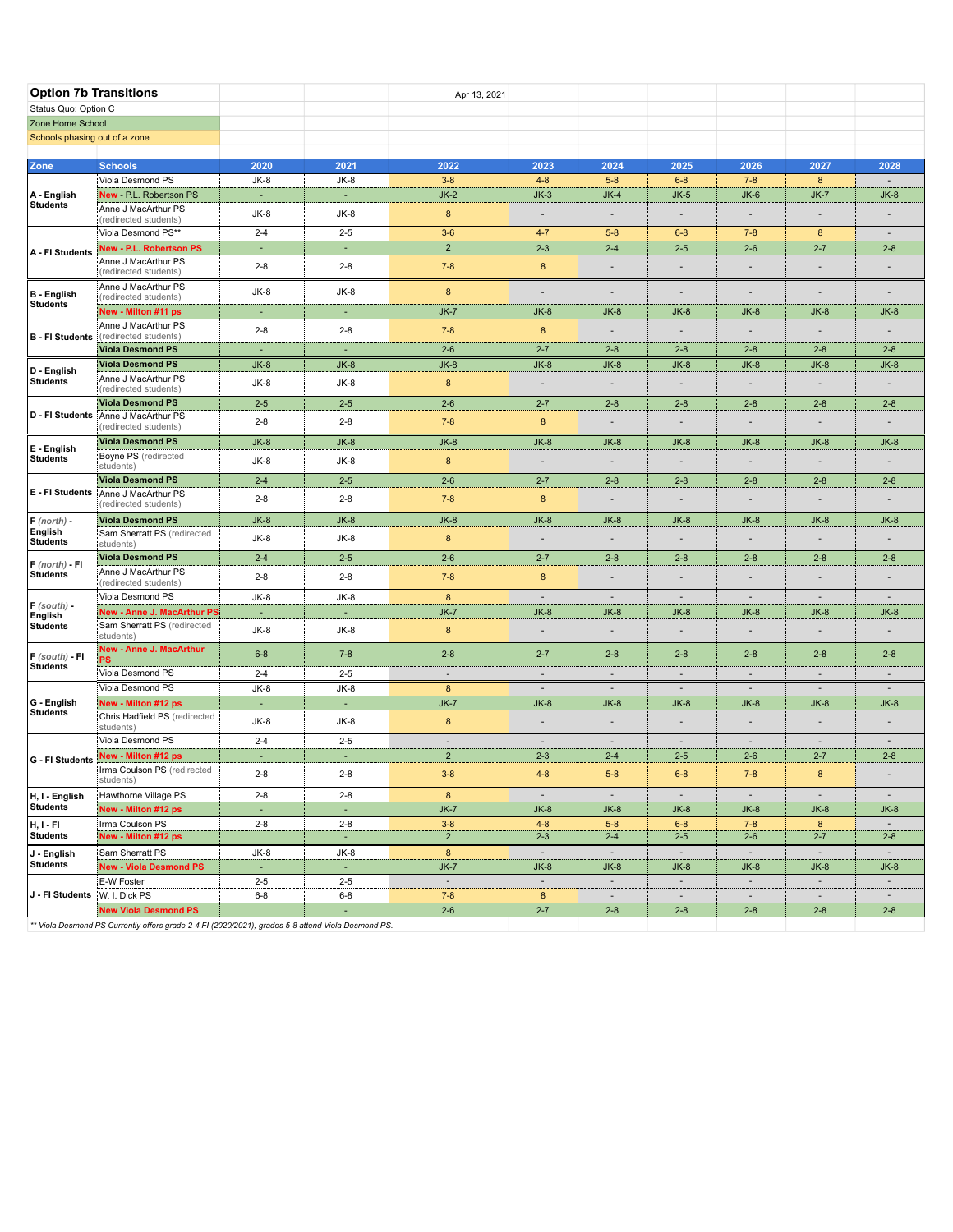## Option 7b Transitions

Apr 13, 2021

Status Quo: Option C

Zone Home School

Schools phasing out of a zone

| Zone | Schools | 2020 | 2021 | 2022 | 2023 | 2024 | 2025 | 2026 | 2027 | 2028 |
|---|---|---|---|---|---|---|---|---|---|---|
| A - English Students | Viola Desmond PS | JK-8 | JK-8 | 3-8 | 4-8 | 5-8 | 6-8 | 7-8 | 8 | - |
| | New - P.L. Robertson PS | - | - | JK-2 | JK-3 | JK-4 | JK-5 | JK-6 | JK-7 | JK-8 |
| | Anne J MacArthur PS (redirected students) | JK-8 | JK-8 | 8 | - | - | - | - | - | - |
| A - FI Students | Viola Desmond PS** | 2-4 | 2-5 | 3-6 | 4-7 | 5-8 | 6-8 | 7-8 | 8 | - |
| | New - P.L. Robertson PS | - | - | 2 | 2-3 | 2-4 | 2-5 | 2-6 | 2-7 | 2-8 |
| | Anne J MacArthur PS (redirected students) | 2-8 | 2-8 | 7-8 | 8 | - | - | - | - | - |
| B - English Students | Anne J MacArthur PS (redirected students) | JK-8 | JK-8 | 8 | - | - | - | - | - | - |
| | New - Milton #11 ps | - | - | JK-7 | JK-8 | JK-8 | JK-8 | JK-8 | JK-8 | JK-8 |
| B - FI Students | Anne J MacArthur PS (redirected students) | 2-8 | 2-8 | 7-8 | 8 | - | - | - | - | - |
| | Viola Desmond PS | - | - | 2-6 | 2-7 | 2-8 | 2-8 | 2-8 | 2-8 | 2-8 |
| D - English Students | Viola Desmond PS | JK-8 | JK-8 | JK-8 | JK-8 | JK-8 | JK-8 | JK-8 | JK-8 | JK-8 |
| | Anne J MacArthur PS (redirected students) | JK-8 | JK-8 | 8 | - | - | - | - | - | - |
| D - FI Students | Viola Desmond PS | 2-5 | 2-5 | 2-6 | 2-7 | 2-8 | 2-8 | 2-8 | 2-8 | 2-8 |
| | Anne J MacArthur PS (redirected students) | 2-8 | 2-8 | 7-8 | 8 | - | - | - | - | - |
| E - English Students | Viola Desmond PS | JK-8 | JK-8 | JK-8 | JK-8 | JK-8 | JK-8 | JK-8 | JK-8 | JK-8 |
| | Boyne PS (redirected students) | JK-8 | JK-8 | 8 | - | - | - | - | - | - |
| E - FI Students | Viola Desmond PS | 2-4 | 2-5 | 2-6 | 2-7 | 2-8 | 2-8 | 2-8 | 2-8 | 2-8 |
| | Anne J MacArthur PS (redirected students) | 2-8 | 2-8 | 7-8 | 8 | - | - | - | - | - |
| F (north) - English Students | Viola Desmond PS | JK-8 | JK-8 | JK-8 | JK-8 | JK-8 | JK-8 | JK-8 | JK-8 | JK-8 |
| | Sam Sherratt PS (redirected students) | JK-8 | JK-8 | 8 | - | - | - | - | - | - |
| F (north) - FI Students | Viola Desmond PS | 2-4 | 2-5 | 2-6 | 2-7 | 2-8 | 2-8 | 2-8 | 2-8 | 2-8 |
| | Anne J MacArthur PS (redirected students) | 2-8 | 2-8 | 7-8 | 8 | - | - | - | - | - |
| F (south) - English Students | Viola Desmond PS | JK-8 | JK-8 | 8 | - | - | - | - | - | - |
| | New - Anne J. MacArthur PS | - | - | JK-7 | JK-8 | JK-8 | JK-8 | JK-8 | JK-8 | JK-8 |
| | Sam Sherratt PS (redirected students) | JK-8 | JK-8 | 8 | - | - | - | - | - | - |
| F (south) - FI Students | New - Anne J. MacArthur PS | 6-8 | 7-8 | 2-8 | 2-7 | 2-8 | 2-8 | 2-8 | 2-8 | 2-8 |
| | Viola Desmond PS | 2-4 | 2-5 | - | - | - | - | - | - | - |
| G - English Students | Viola Desmond PS | JK-8 | JK-8 | 8 | - | - | - | - | - | - |
| | New - Milton #12 ps | - | - | JK-7 | JK-8 | JK-8 | JK-8 | JK-8 | JK-8 | JK-8 |
| | Chris Hadfield PS (redirected students) | JK-8 | JK-8 | 8 | - | - | - | - | - | - |
| G - FI Students | Viola Desmond PS | 2-4 | 2-5 | - | - | - | - | - | - | - |
| | New - Milton #12 ps | - | - | 2 | 2-3 | 2-4 | 2-5 | 2-6 | 2-7 | 2-8 |
| | Irma Coulson PS (redirected students) | 2-8 | 2-8 | 3-8 | 4-8 | 5-8 | 6-8 | 7-8 | 8 | - |
| H, I - English Students | Hawthorne Village PS | 2-8 | 2-8 | 8 | - | - | - | - | - | - |
| | New - Milton #12 ps | - | - | JK-7 | JK-8 | JK-8 | JK-8 | JK-8 | JK-8 | JK-8 |
| H, I - FI Students | Irma Coulson PS | 2-8 | 2-8 | 3-8 | 4-8 | 5-8 | 6-8 | 7-8 | 8 | - |
| | New - Milton #12 ps | | - | 2 | 2-3 | 2-4 | 2-5 | 2-6 | 2-7 | 2-8 |
| J - English Students | Sam Sherratt PS | JK-8 | JK-8 | 8 | - | - | - | - | - | - |
| | New - Viola Desmond PS | - | - | JK-7 | JK-8 | JK-8 | JK-8 | JK-8 | JK-8 | JK-8 |
| J - FI Students | E-W Foster | 2-5 | 2-5 | - | - | - | - | - | - | - |
| | W. I. Dick PS | 6-8 | 6-8 | 7-8 | 8 | - | - | - | - | - |
| | New Viola Desmond PS | | - | 2-6 | 2-7 | 2-8 | 2-8 | 2-8 | 2-8 | 2-8 |

*\*\* Viola Desmond PS Currently offers grade 2-4 FI (2020/2021), grades 5-8 attend Viola Desmond PS.*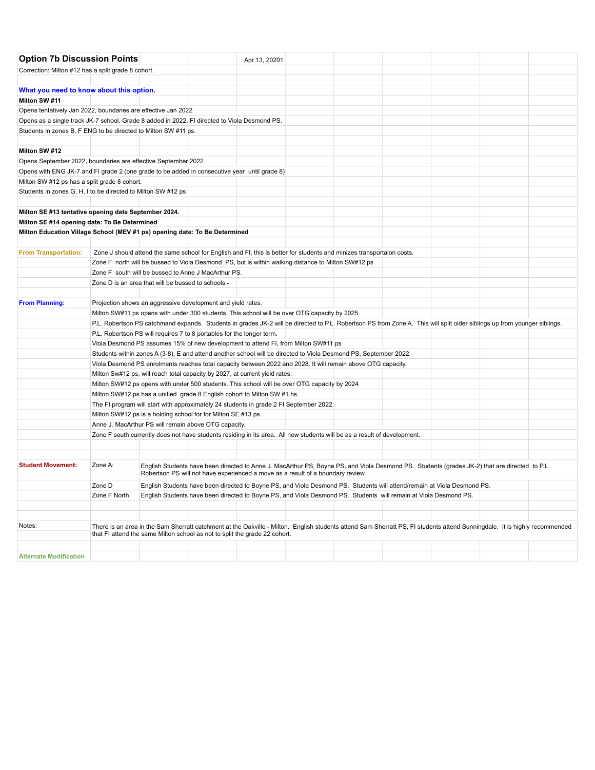## Option 7b Discussion Points

Apr 13, 20201

Correction: Milton #12 has a split grade 8 cohort.

**What you need to know about this option.**

**Milton SW #11**

Opens tentatively Jan 2022, boundaries are effective Jan 2022

Opens as a single track JK-7 school. Grade 8 added in 2022. FI directed to Viola Desmond PS.

Students in zones B, F ENG to be directed to Milton SW #11 ps.

**Milton SW #12**

Opens September 2022, boundaries are effective September 2022.

Opens with ENG JK-7 and FI grade 2 (one grade to be added in consecutive year until grade 8)

Milton SW #12 ps has a split grade 8 cohort.

Students in zones G, H, I to be directed to Milton SW #12 ps

**Milton SE #13 tentative opening date September 2024.**

**Milton SE #14 opening date: To Be Determined**

**Milton Education Village School (MEV #1 ps) opening date: To Be Determined**

**From Transportation:**

- Zone J should attend the same school for English and FI, this is better for students and minizes transportaion costs.
- Zone F north will be bussed to Viola Desmond PS, but is within walking distance to Milton SW#12 ps
- Zone F south will be bussed to Anne J MacArthur PS.
- Zone D is an area that will be bussed to schools.-

**From Planning:**

- Projection shows an aggressive development and yield rates.
- Milton SW#11 ps opens with under 300 students. This school will be over OTG capacity by 2025.
- P.L. Robertson PS catchmand expands. Students in grades JK-2 will be directed to P.L. Robertson PS from Zone A. This will split older siblings up from younger siblings.
- P.L. Robertson PS will requires 7 to 8 portables for the longer term.
- Viola Desmond PS assumes 15% of new development to attend FI, from Milton SW#11 ps
- Students within zones A (3-8), E and attend another school will be directed to Viola Desmond PS, September 2022.
- Viola Desmond PS enrolments reaches total capacity between 2022 and 2028. It will remain above OTG capacity.
- Milton Sw#12 ps, will reach total capacity by 2027, at current yield rates.
- Milton SW#12 ps opens with under 500 students. This school will be over OTG capacity by 2024
- Milton SW#12 ps has a unified grade 8 English cohort to Milton SW #1 hs.
- The FI program will start with approximately 24 students in grade 2 FI September 2022.
- Milton SW#12 ps is a holding school for for Milton SE #13 ps.
- Anne J. MacArthur PS will remain above OTG capacity.
- Zone F south currently does not have students residing in its area. All new students will be as a result of development.

**Student Movement:**

| | |
|---|---|
| Zone A: | English Students have been directed to Anne J. MacArthur PS, Boyne PS, and Viola Desmond PS. Students (grades JK-2) that are directed to P.L. Robertson PS will not have experienced a move as a result of a boundary review. |
| Zone D | English Students have been directed to Boyne PS, and Viola Desmond PS. Students will attend/remain at Viola Desmond PS. |
| Zone F North | English Students have been directed to Boyne PS, and Viola Desmond PS. Students will remain at Viola Desmond PS. |

Notes: There is an area in the Sam Sherratt catchment at the Oakville - Milton. English students attend Sam Sherratt PS, FI students attend Sunningdale. It is highly recommended that FI attend the same Milton school as not to split the grade 22 cohort.

**Alternate Modification**